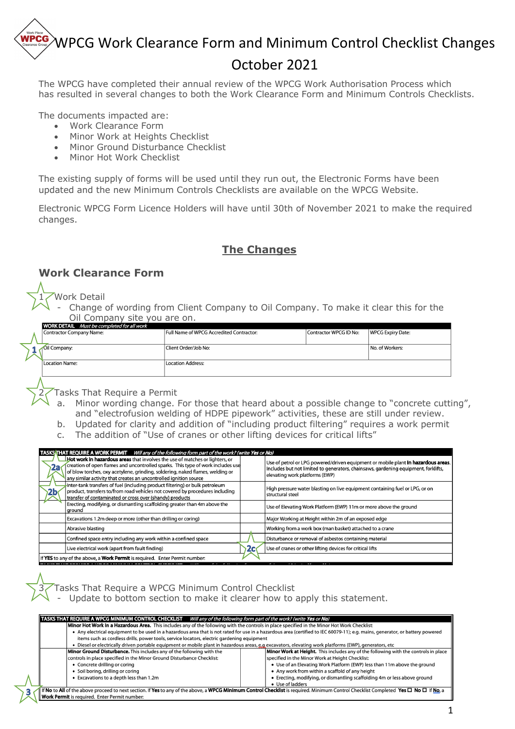# WPCG Work Clearance Form and Minimum Control Checklist Changes October 2021

The WPCG have completed their annual review of the WPCG Work Authorisation Process which has resulted in several changes to both the Work Clearance Form and Minimum Controls Checklists.

The documents impacted are:

- Work Clearance Form
- Minor Work at Heights Checklist
- Minor Ground Disturbance Checklist
- Minor Hot Work Checklist

The existing supply of forms will be used until they run out, the Electronic Forms have been updated and the new Minimum Controls Checklists are available on the WPCG Website.

Electronic WPCG Form Licence Holders will have until 30th of November 2021 to make the required changes.

## The Changes

### Work Clearance Form

1. Work Detail
   - Change of wording from Client Company to Oil Company. To make it clear this for the Oil Company site you are on.

| **WORK DETAIL** *Must be completed for all work* | | | |
|---|---|---|---|
| Contractor Company Name: | Full Name of WPCG Accredited Contractor: | Contractor WPCG ID No: | WPCG Expiry Date: |
| (1) Oil Company: | Client Order/Job No: | | No. of Workers: |
| Location Name: | Location Address: | | |

2. Tasks That Require a Permit
   a. Minor wording change. For those that heard about a possible change to "concrete cutting", and "electrofusion welding of HDPE pipework" activities, these are still under review.
   b. Updated for clarity and addition of "including product filtering" requires a work permit
   c. The addition of "Use of cranes or other lifting devices for critical lifts"

| | **TASKS THAT REQUIRE A WORK PERMIT** *Will any of the following form part of the work? (write Yes or No)* | | |
|---|---|---|---|
| (2a) | **Hot work in hazardous areas** that involves the use of matches or lighters, or creation of open flames and uncontrolled sparks. This type of work includes use of blow torches, oxy acetylene, grinding, soldering, naked flames, welding or any similar activity that creates an uncontrolled ignition source | | Use of petrol or LPG powered/driven equipment or mobile plant **in hazardous areas**. Includes but not limited to generators, chainsaws, gardening equipment, forklifts, elevating work platforms (EWP) |
| (2b) | Inter-tank transfers of fuel (including product filtering) or bulk petroleum product, transfers to/from road vehicles not covered by procedures including transfer of contaminated or cross over (shandy) products | | High pressure water blasting on live equipment containing fuel or LPG, or on structural steel |
| | Erecting, modifying, or dismantling scaffolding greater than 4m above the ground | | Use of Elevating Work Platform (EWP) 11m or more above the ground |
| | Excavations 1.2m deep or more (other than drilling or coring) | | Major Working at Height within 2m of an exposed edge |
| | Abrasive blasting | | Working from a work box (man basket) attached to a crane |
| | Confined space entry including any work within a confined space | | Disturbance or removal of asbestos containing material |
| | Live electrical work (apart from fault finding) | (2c) | Use of cranes or other lifting devices for critical lifts |
| | If **YES** to any of the above, a **Work Permit** is required. Enter Permit number: | | |

3. Tasks That Require a WPCG Minimum Control Checklist
   - Update to bottom section to make it clearer how to apply this statement.

| | **TASKS THAT REQUIRE A WPCG MINIMUM CONTROL CHECKLIST** *Will any of the following form part of the work? (write Yes or No)* | | |
|---|---|---|---|
| | **Minor Hot Work in a Hazardous Area.** This includes any of the following with the controls in place specified in the Minor Hot Work Checklist: • Any electrical equipment to be used in a hazardous area that is not rated for use in a hazardous area (certified to IEC 60079-11); e.g. mains, generator, or battery powered items such as cordless drills, power tools, service locators, electric gardening equipment • Diesel or electrically driven portable equipment or mobile plant in hazardous areas, e.g excavators, elevating work platforms (EWP), generators, etc | | |
| | **Minor Ground Disturbance.** This includes any of the following with the controls in place specified in the Minor Ground Disturbance Checklist: • Concrete drilling or coring • Soil boring, drilling or coring • Excavations to a depth less than 1.2m | | **Minor Work at Height.** This includes any of the following with the controls in place specified in the Minor Work at Height Checklist: • Use of an Elevating Work Platform (EWP) less than 11m above the ground • Any work from within a scaffold of any height • Erecting, modifying, or dismantling scaffolding 4m or less above ground • Use of ladders |
| (3) | If **No** to **All** of the above proceed to next section. If **Yes** to any of the above, a **WPCG Minimum Control Checklist** is required. Minimum Control Checklist Completed **Yes** ☐ **No** ☐ If **No**, a **Work Permit** is required. Enter Permit number: | | |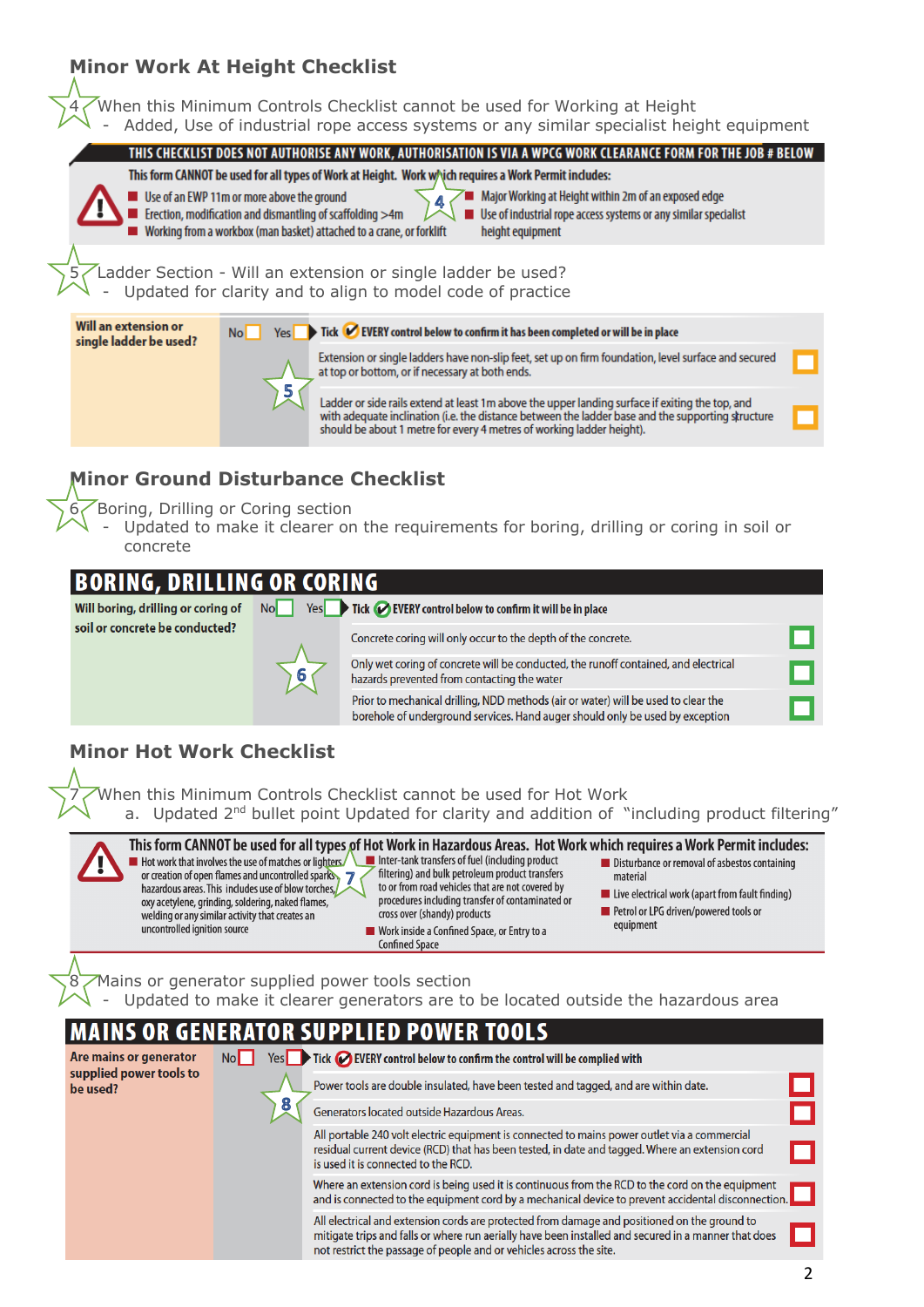## Minor Work At Height Checklist

4 When this Minimum Controls Checklist cannot be used for Working at Height
- Added, Use of industrial rope access systems or any similar specialist height equipment

**THIS CHECKLIST DOES NOT AUTHORISE ANY WORK, AUTHORISATION IS VIA A WPCG WORK CLEARANCE FORM FOR THE JOB # BELOW**

**This form CANNOT be used for all types of Work at Height. Work which requires a Work Permit includes:**

- Use of an EWP 11m or more above the ground
- Erection, modification and dismantling of scaffolding >4m
- Working from a workbox (man basket) attached to a crane, or forklift
- Major Working at Height within 2m of an exposed edge
- Use of industrial rope access systems or any similar specialist height equipment

5 Ladder Section - Will an extension or single ladder be used?
- Updated for clarity and to align to model code of practice

| Will an extension or single ladder be used? | No ☐ Yes ☐ | Tick ✔ EVERY control below to confirm it has been completed or will be in place | |
|---|---|---|---|
| | | Extension or single ladders have non-slip feet, set up on firm foundation, level surface and secured at top or bottom, or if necessary at both ends. | ☐ |
| | | Ladder or side rails extend at least 1m above the upper landing surface if exiting the top, and with adequate inclination (i.e. the distance between the ladder base and the supporting structure should be about 1 metre for every 4 metres of working ladder height). | ☐ |

## Minor Ground Disturbance Checklist

6 Boring, Drilling or Coring section
- Updated to make it clearer on the requirements for boring, drilling or coring in soil or concrete

**BORING, DRILLING OR CORING**

| Will boring, drilling or coring of soil or concrete be conducted? | No ☐ Yes ☐ | Tick ✔ EVERY control below to confirm it will be in place | |
|---|---|---|---|
| | | Concrete coring will only occur to the depth of the concrete. | ☐ |
| | | Only wet coring of concrete will be conducted, the runoff contained, and electrical hazards prevented from contacting the water | ☐ |
| | | Prior to mechanical drilling, NDD methods (air or water) will be used to clear the borehole of underground services. Hand auger should only be used by exception | ☐ |

## Minor Hot Work Checklist

7 When this Minimum Controls Checklist cannot be used for Hot Work
a. Updated 2nd bullet point Updated for clarity and addition of "including product filtering"

**This form CANNOT be used for all types of Hot Work in Hazardous Areas. Hot Work which requires a Work Permit includes:**

- Hot work that involves the use of matches or lighters or creation of open flames and uncontrolled sparks in hazardous areas. This includes use of blow torches, oxy acetylene, grinding, soldering, naked flames, welding or any similar activity that creates an uncontrolled ignition source
- Inter-tank transfers of fuel (including product filtering) and bulk petroleum product transfers to or from road vehicles that are not covered by procedures including transfer of contaminated or cross over (shandy) products
- Work inside a Confined Space, or Entry to a Confined Space
- Disturbance or removal of asbestos containing material
- Live electrical work (apart from fault finding)
- Petrol or LPG driven/powered tools or equipment

8 Mains or generator supplied power tools section
- Updated to make it clearer generators are to be located outside the hazardous area

**MAINS OR GENERATOR SUPPLIED POWER TOOLS**

| Are mains or generator supplied power tools to be used? | No ☐ Yes ☐ | Tick ✔ EVERY control below to confirm the control will be complied with | |
|---|---|---|---|
| | | Power tools are double insulated, have been tested and tagged, and are within date. | ☐ |
| | | Generators located outside Hazardous Areas. | ☐ |
| | | All portable 240 volt electric equipment is connected to mains power outlet via a commercial residual current device (RCD) that has been tested, in date and tagged. Where an extension cord is used it is connected to the RCD. | ☐ |
| | | Where an extension cord is being used it is continuous from the RCD to the cord on the equipment and is connected to the equipment cord by a mechanical device to prevent accidental disconnection. | ☐ |
| | | All electrical and extension cords are protected from damage and positioned on the ground to mitigate trips and falls or where run aerially have been installed and secured in a manner that does not restrict the passage of people and or vehicles across the site. | ☐ |